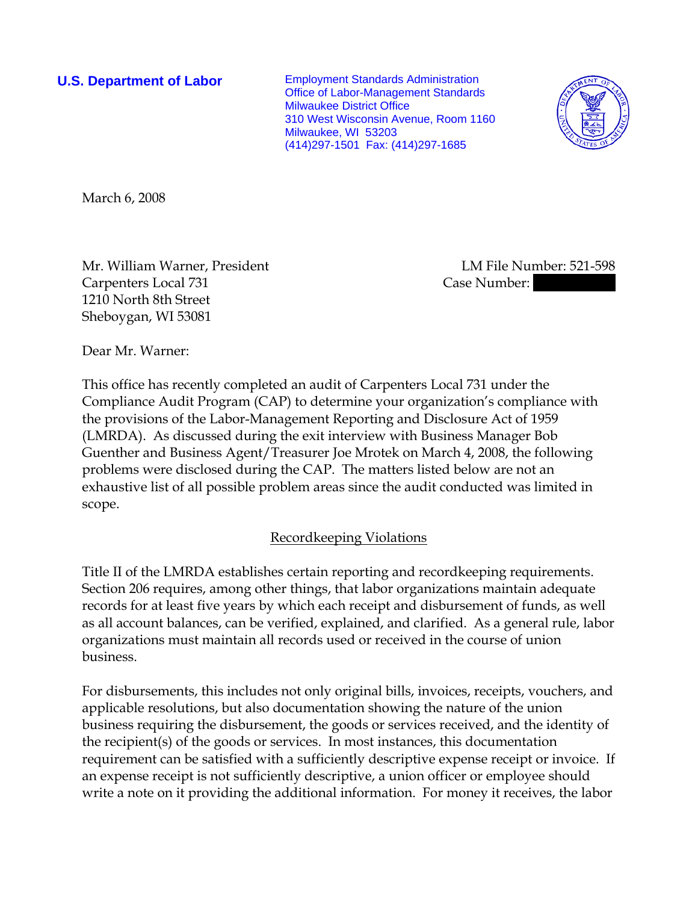**U.S. Department of Labor**

Employment Standards Administration
Office of Labor-Management Standards
Milwaukee District Office
310 West Wisconsin Avenue, Room 1160
Milwaukee, WI 53203
(414)297-1501 Fax: (414)297-1685

March 6, 2008

Mr. William Warner, President
Carpenters Local 731
1210 North 8th Street
Sheboygan, WI 53081

LM File Number: 521-598
Case Number:

Dear Mr. Warner:

This office has recently completed an audit of Carpenters Local 731 under the Compliance Audit Program (CAP) to determine your organization's compliance with the provisions of the Labor-Management Reporting and Disclosure Act of 1959 (LMRDA). As discussed during the exit interview with Business Manager Bob Guenther and Business Agent/Treasurer Joe Mrotek on March 4, 2008, the following problems were disclosed during the CAP. The matters listed below are not an exhaustive list of all possible problem areas since the audit conducted was limited in scope.

## Recordkeeping Violations

Title II of the LMRDA establishes certain reporting and recordkeeping requirements. Section 206 requires, among other things, that labor organizations maintain adequate records for at least five years by which each receipt and disbursement of funds, as well as all account balances, can be verified, explained, and clarified. As a general rule, labor organizations must maintain all records used or received in the course of union business.

For disbursements, this includes not only original bills, invoices, receipts, vouchers, and applicable resolutions, but also documentation showing the nature of the union business requiring the disbursement, the goods or services received, and the identity of the recipient(s) of the goods or services. In most instances, this documentation requirement can be satisfied with a sufficiently descriptive expense receipt or invoice. If an expense receipt is not sufficiently descriptive, a union officer or employee should write a note on it providing the additional information. For money it receives, the labor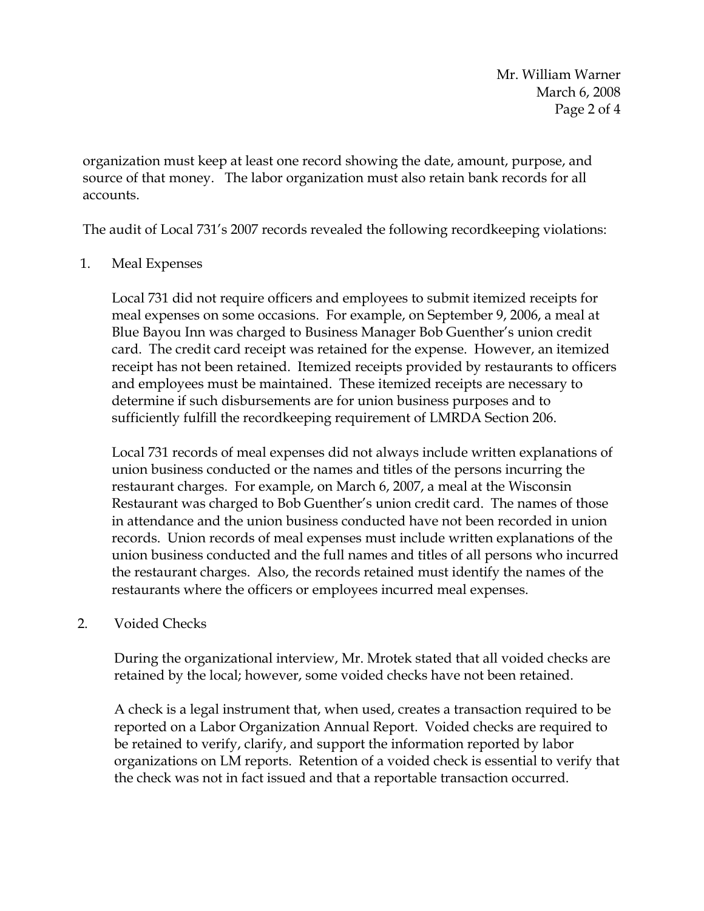organization must keep at least one record showing the date, amount, purpose, and source of that money. The labor organization must also retain bank records for all accounts.

The audit of Local 731's 2007 records revealed the following recordkeeping violations:

1. Meal Expenses

   Local 731 did not require officers and employees to submit itemized receipts for meal expenses on some occasions. For example, on September 9, 2006, a meal at Blue Bayou Inn was charged to Business Manager Bob Guenther's union credit card. The credit card receipt was retained for the expense. However, an itemized receipt has not been retained. Itemized receipts provided by restaurants to officers and employees must be maintained. These itemized receipts are necessary to determine if such disbursements are for union business purposes and to sufficiently fulfill the recordkeeping requirement of LMRDA Section 206.

   Local 731 records of meal expenses did not always include written explanations of union business conducted or the names and titles of the persons incurring the restaurant charges. For example, on March 6, 2007, a meal at the Wisconsin Restaurant was charged to Bob Guenther's union credit card. The names of those in attendance and the union business conducted have not been recorded in union records. Union records of meal expenses must include written explanations of the union business conducted and the full names and titles of all persons who incurred the restaurant charges. Also, the records retained must identify the names of the restaurants where the officers or employees incurred meal expenses.

2. Voided Checks

   During the organizational interview, Mr. Mrotek stated that all voided checks are retained by the local; however, some voided checks have not been retained.

   A check is a legal instrument that, when used, creates a transaction required to be reported on a Labor Organization Annual Report. Voided checks are required to be retained to verify, clarify, and support the information reported by labor organizations on LM reports. Retention of a voided check is essential to verify that the check was not in fact issued and that a reportable transaction occurred.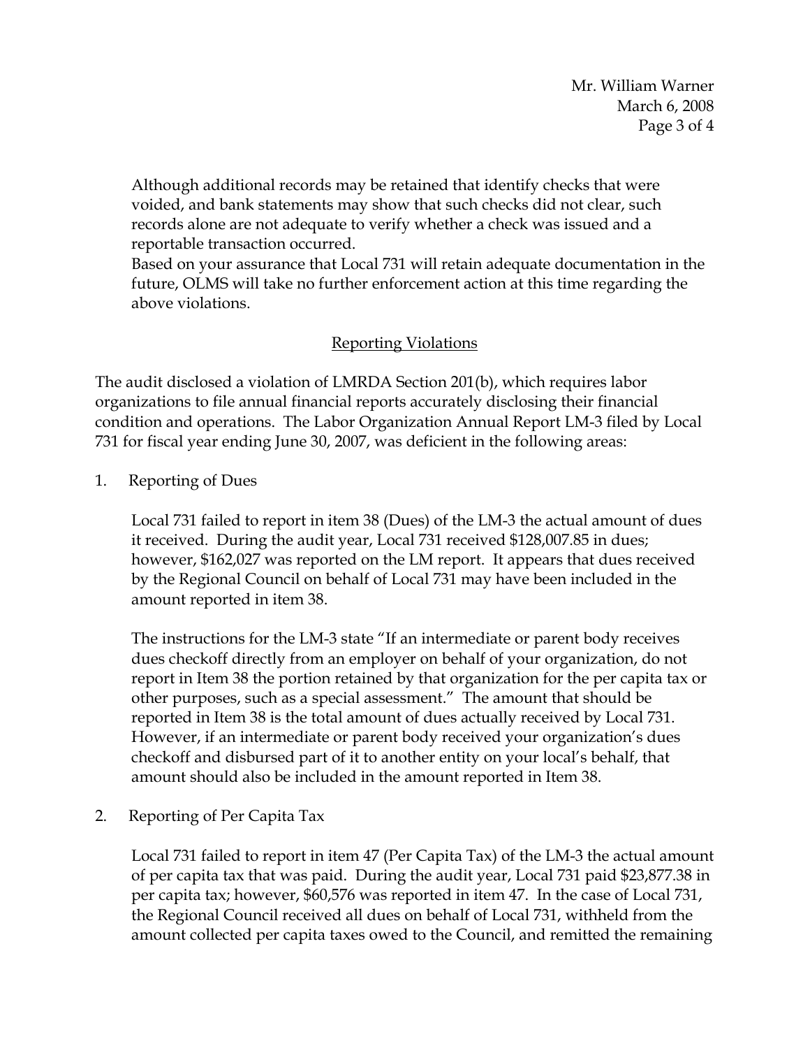Although additional records may be retained that identify checks that were voided, and bank statements may show that such checks did not clear, such records alone are not adequate to verify whether a check was issued and a reportable transaction occurred.

Based on your assurance that Local 731 will retain adequate documentation in the future, OLMS will take no further enforcement action at this time regarding the above violations.

## Reporting Violations

The audit disclosed a violation of LMRDA Section 201(b), which requires labor organizations to file annual financial reports accurately disclosing their financial condition and operations. The Labor Organization Annual Report LM-3 filed by Local 731 for fiscal year ending June 30, 2007, was deficient in the following areas:

1. Reporting of Dues

   Local 731 failed to report in item 38 (Dues) of the LM-3 the actual amount of dues it received. During the audit year, Local 731 received $128,007.85 in dues; however, $162,027 was reported on the LM report. It appears that dues received by the Regional Council on behalf of Local 731 may have been included in the amount reported in item 38.

   The instructions for the LM-3 state "If an intermediate or parent body receives dues checkoff directly from an employer on behalf of your organization, do not report in Item 38 the portion retained by that organization for the per capita tax or other purposes, such as a special assessment." The amount that should be reported in Item 38 is the total amount of dues actually received by Local 731. However, if an intermediate or parent body received your organization's dues checkoff and disbursed part of it to another entity on your local's behalf, that amount should also be included in the amount reported in Item 38.

2. Reporting of Per Capita Tax

   Local 731 failed to report in item 47 (Per Capita Tax) of the LM-3 the actual amount of per capita tax that was paid. During the audit year, Local 731 paid $23,877.38 in per capita tax; however, $60,576 was reported in item 47. In the case of Local 731, the Regional Council received all dues on behalf of Local 731, withheld from the amount collected per capita taxes owed to the Council, and remitted the remaining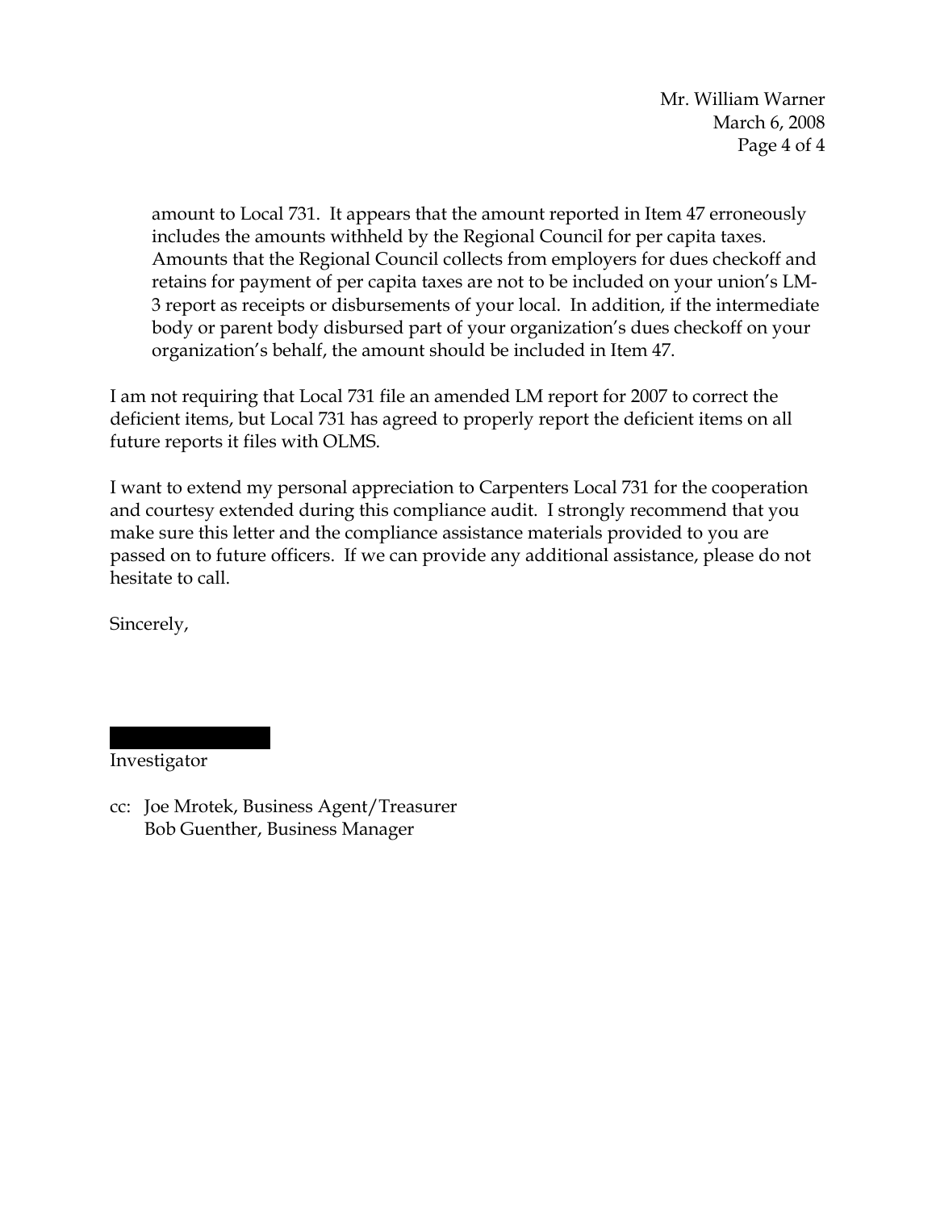amount to Local 731. It appears that the amount reported in Item 47 erroneously includes the amounts withheld by the Regional Council for per capita taxes. Amounts that the Regional Council collects from employers for dues checkoff and retains for payment of per capita taxes are not to be included on your union's LM-3 report as receipts or disbursements of your local. In addition, if the intermediate body or parent body disbursed part of your organization's dues checkoff on your organization's behalf, the amount should be included in Item 47.

I am not requiring that Local 731 file an amended LM report for 2007 to correct the deficient items, but Local 731 has agreed to properly report the deficient items on all future reports it files with OLMS.

I want to extend my personal appreciation to Carpenters Local 731 for the cooperation and courtesy extended during this compliance audit. I strongly recommend that you make sure this letter and the compliance assistance materials provided to you are passed on to future officers. If we can provide any additional assistance, please do not hesitate to call.

Sincerely,

Investigator

cc: Joe Mrotek, Business Agent/Treasurer
Bob Guenther, Business Manager